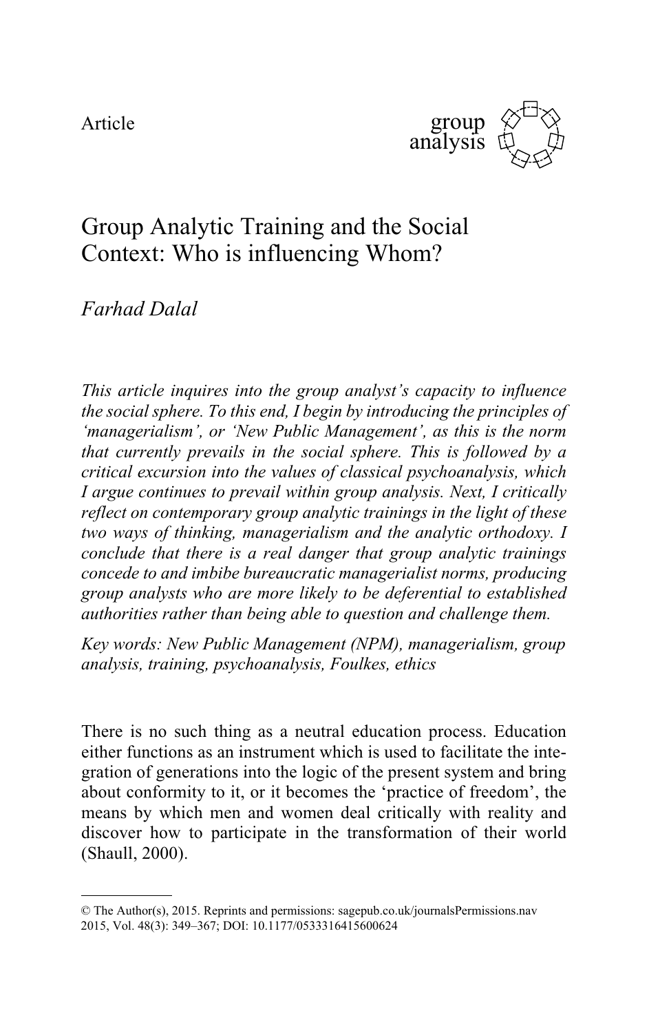Article

# Group Analytic Training and the Social Context: Who is influencing Whom?

*Farhad Dalal*

*This article inquires into the group analyst's capacity to influence the social sphere. To this end, I begin by introducing the principles of 'managerialism', or 'New Public Management', as this is the norm that currently prevails in the social sphere. This is followed by a critical excursion into the values of classical psychoanalysis, which I argue continues to prevail within group analysis. Next, I critically reflect on contemporary group analytic trainings in the light of these two ways of thinking, managerialism and the analytic orthodoxy. I conclude that there is a real danger that group analytic trainings concede to and imbibe bureaucratic managerialist norms, producing group analysts who are more likely to be deferential to established authorities rather than being able to question and challenge them.*

*Key words: New Public Management (NPM), managerialism, group analysis, training, psychoanalysis, Foulkes, ethics*

There is no such thing as a neutral education process. Education either functions as an instrument which is used to facilitate the integration of generations into the logic of the present system and bring about conformity to it, or it becomes the 'practice of freedom', the means by which men and women deal critically with reality and discover how to participate in the transformation of their world (Shaull, 2000).

---

© The Author(s), 2015. Reprints and permissions: sagepub.co.uk/journalsPermissions.nav
2015, Vol. 48(3): 349–367; DOI: 10.1177/0533316415600624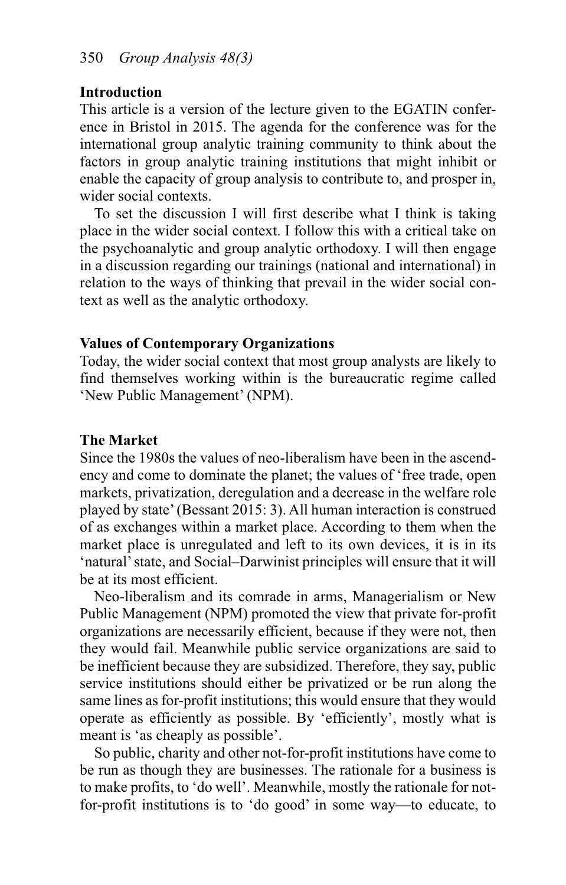## Introduction

This article is a version of the lecture given to the EGATIN conference in Bristol in 2015. The agenda for the conference was for the international group analytic training community to think about the factors in group analytic training institutions that might inhibit or enable the capacity of group analysis to contribute to, and prosper in, wider social contexts.

To set the discussion I will first describe what I think is taking place in the wider social context. I follow this with a critical take on the psychoanalytic and group analytic orthodoxy. I will then engage in a discussion regarding our trainings (national and international) in relation to the ways of thinking that prevail in the wider social context as well as the analytic orthodoxy.

## Values of Contemporary Organizations

Today, the wider social context that most group analysts are likely to find themselves working within is the bureaucratic regime called 'New Public Management' (NPM).

## The Market

Since the 1980s the values of neo-liberalism have been in the ascendency and come to dominate the planet; the values of 'free trade, open markets, privatization, deregulation and a decrease in the welfare role played by state' (Bessant 2015: 3). All human interaction is construed of as exchanges within a market place. According to them when the market place is unregulated and left to its own devices, it is in its 'natural' state, and Social–Darwinist principles will ensure that it will be at its most efficient.

Neo-liberalism and its comrade in arms, Managerialism or New Public Management (NPM) promoted the view that private for-profit organizations are necessarily efficient, because if they were not, then they would fail. Meanwhile public service organizations are said to be inefficient because they are subsidized. Therefore, they say, public service institutions should either be privatized or be run along the same lines as for-profit institutions; this would ensure that they would operate as efficiently as possible. By 'efficiently', mostly what is meant is 'as cheaply as possible'.

So public, charity and other not-for-profit institutions have come to be run as though they are businesses. The rationale for a business is to make profits, to 'do well'. Meanwhile, mostly the rationale for not-for-profit institutions is to 'do good' in some way—to educate, to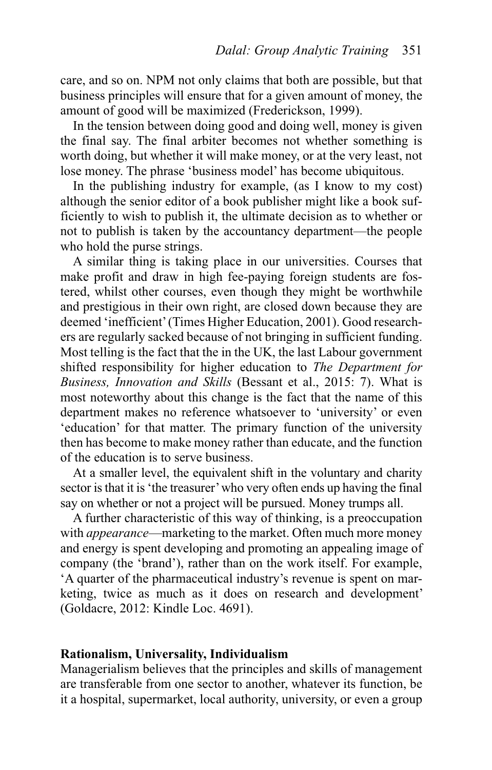care, and so on. NPM not only claims that both are possible, but that business principles will ensure that for a given amount of money, the amount of good will be maximized (Frederickson, 1999).

In the tension between doing good and doing well, money is given the final say. The final arbiter becomes not whether something is worth doing, but whether it will make money, or at the very least, not lose money. The phrase 'business model' has become ubiquitous.

In the publishing industry for example, (as I know to my cost) although the senior editor of a book publisher might like a book sufficiently to wish to publish it, the ultimate decision as to whether or not to publish is taken by the accountancy department—the people who hold the purse strings.

A similar thing is taking place in our universities. Courses that make profit and draw in high fee-paying foreign students are fostered, whilst other courses, even though they might be worthwhile and prestigious in their own right, are closed down because they are deemed 'inefficient' (Times Higher Education, 2001). Good researchers are regularly sacked because of not bringing in sufficient funding. Most telling is the fact that the in the UK, the last Labour government shifted responsibility for higher education to *The Department for Business, Innovation and Skills* (Bessant et al., 2015: 7). What is most noteworthy about this change is the fact that the name of this department makes no reference whatsoever to 'university' or even 'education' for that matter. The primary function of the university then has become to make money rather than educate, and the function of the education is to serve business.

At a smaller level, the equivalent shift in the voluntary and charity sector is that it is 'the treasurer' who very often ends up having the final say on whether or not a project will be pursued. Money trumps all.

A further characteristic of this way of thinking, is a preoccupation with *appearance*—marketing to the market. Often much more money and energy is spent developing and promoting an appealing image of company (the 'brand'), rather than on the work itself. For example, 'A quarter of the pharmaceutical industry's revenue is spent on marketing, twice as much as it does on research and development' (Goldacre, 2012: Kindle Loc. 4691).

**Rationalism, Universality, Individualism**

Managerialism believes that the principles and skills of management are transferable from one sector to another, whatever its function, be it a hospital, supermarket, local authority, university, or even a group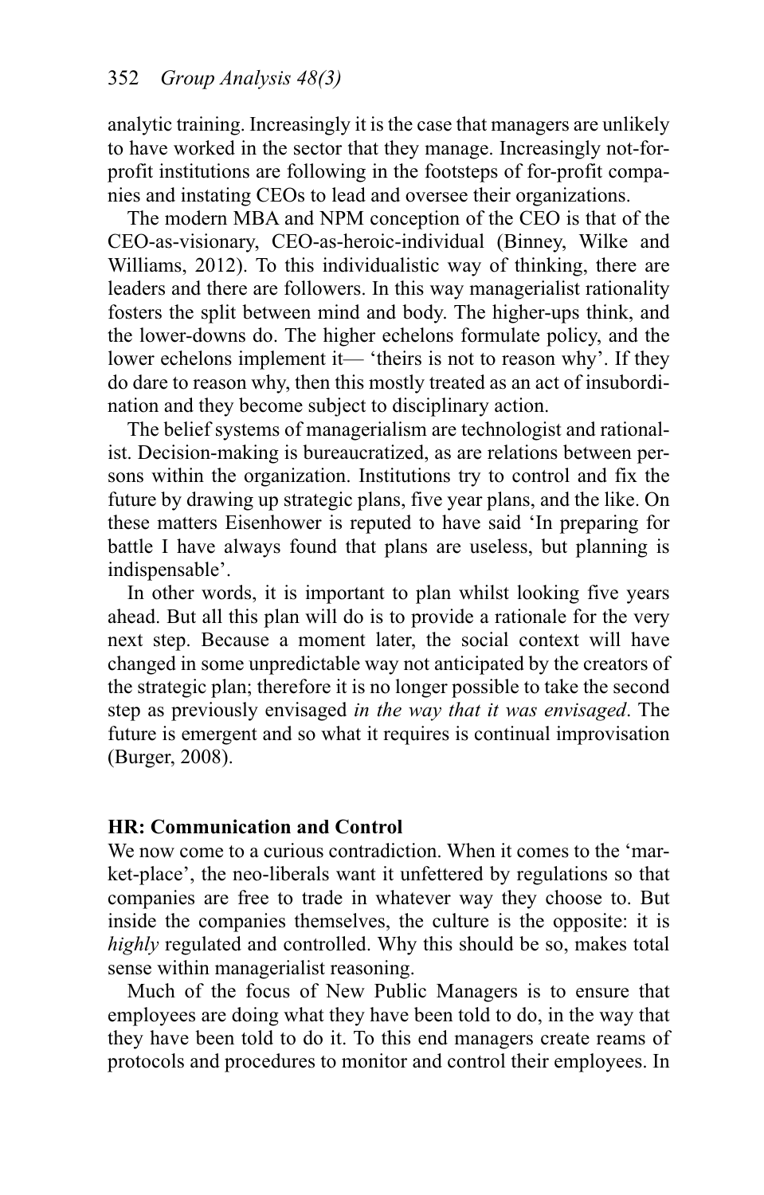analytic training. Increasingly it is the case that managers are unlikely to have worked in the sector that they manage. Increasingly not-for-profit institutions are following in the footsteps of for-profit companies and instating CEOs to lead and oversee their organizations.

The modern MBA and NPM conception of the CEO is that of the CEO-as-visionary, CEO-as-heroic-individual (Binney, Wilke and Williams, 2012). To this individualistic way of thinking, there are leaders and there are followers. In this way managerialist rationality fosters the split between mind and body. The higher-ups think, and the lower-downs do. The higher echelons formulate policy, and the lower echelons implement it— 'theirs is not to reason why'. If they do dare to reason why, then this mostly treated as an act of insubordination and they become subject to disciplinary action.

The belief systems of managerialism are technologist and rationalist. Decision-making is bureaucratized, as are relations between persons within the organization. Institutions try to control and fix the future by drawing up strategic plans, five year plans, and the like. On these matters Eisenhower is reputed to have said 'In preparing for battle I have always found that plans are useless, but planning is indispensable'.

In other words, it is important to plan whilst looking five years ahead. But all this plan will do is to provide a rationale for the very next step. Because a moment later, the social context will have changed in some unpredictable way not anticipated by the creators of the strategic plan; therefore it is no longer possible to take the second step as previously envisaged *in the way that it was envisaged*. The future is emergent and so what it requires is continual improvisation (Burger, 2008).

## HR: Communication and Control

We now come to a curious contradiction. When it comes to the 'market-place', the neo-liberals want it unfettered by regulations so that companies are free to trade in whatever way they choose to. But inside the companies themselves, the culture is the opposite: it is *highly* regulated and controlled. Why this should be so, makes total sense within managerialist reasoning.

Much of the focus of New Public Managers is to ensure that employees are doing what they have been told to do, in the way that they have been told to do it. To this end managers create reams of protocols and procedures to monitor and control their employees. In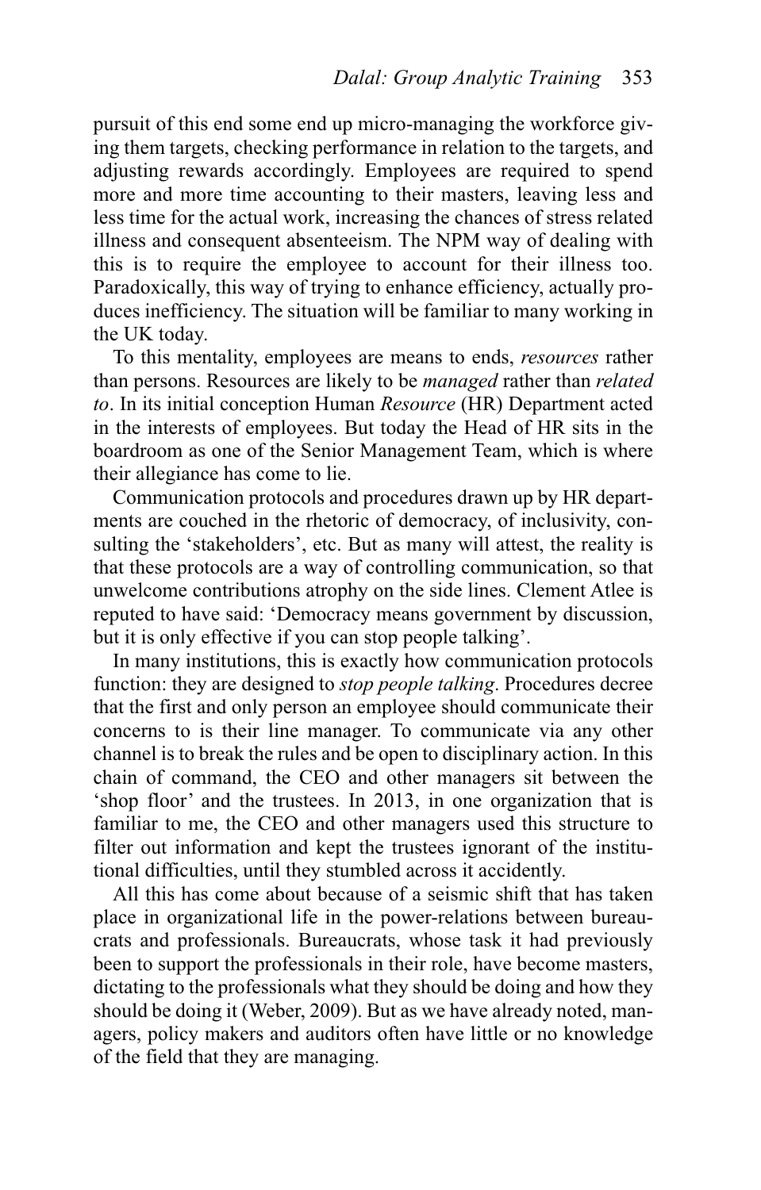pursuit of this end some end up micro-managing the workforce giving them targets, checking performance in relation to the targets, and adjusting rewards accordingly. Employees are required to spend more and more time accounting to their masters, leaving less and less time for the actual work, increasing the chances of stress related illness and consequent absenteeism. The NPM way of dealing with this is to require the employee to account for their illness too. Paradoxically, this way of trying to enhance efficiency, actually produces inefficiency. The situation will be familiar to many working in the UK today.

To this mentality, employees are means to ends, *resources* rather than persons. Resources are likely to be *managed* rather than *related to*. In its initial conception Human *Resource* (HR) Department acted in the interests of employees. But today the Head of HR sits in the boardroom as one of the Senior Management Team, which is where their allegiance has come to lie.

Communication protocols and procedures drawn up by HR departments are couched in the rhetoric of democracy, of inclusivity, consulting the 'stakeholders', etc. But as many will attest, the reality is that these protocols are a way of controlling communication, so that unwelcome contributions atrophy on the side lines. Clement Atlee is reputed to have said: 'Democracy means government by discussion, but it is only effective if you can stop people talking'.

In many institutions, this is exactly how communication protocols function: they are designed to *stop people talking*. Procedures decree that the first and only person an employee should communicate their concerns to is their line manager. To communicate via any other channel is to break the rules and be open to disciplinary action. In this chain of command, the CEO and other managers sit between the 'shop floor' and the trustees. In 2013, in one organization that is familiar to me, the CEO and other managers used this structure to filter out information and kept the trustees ignorant of the institutional difficulties, until they stumbled across it accidently.

All this has come about because of a seismic shift that has taken place in organizational life in the power-relations between bureaucrats and professionals. Bureaucrats, whose task it had previously been to support the professionals in their role, have become masters, dictating to the professionals what they should be doing and how they should be doing it (Weber, 2009). But as we have already noted, managers, policy makers and auditors often have little or no knowledge of the field that they are managing.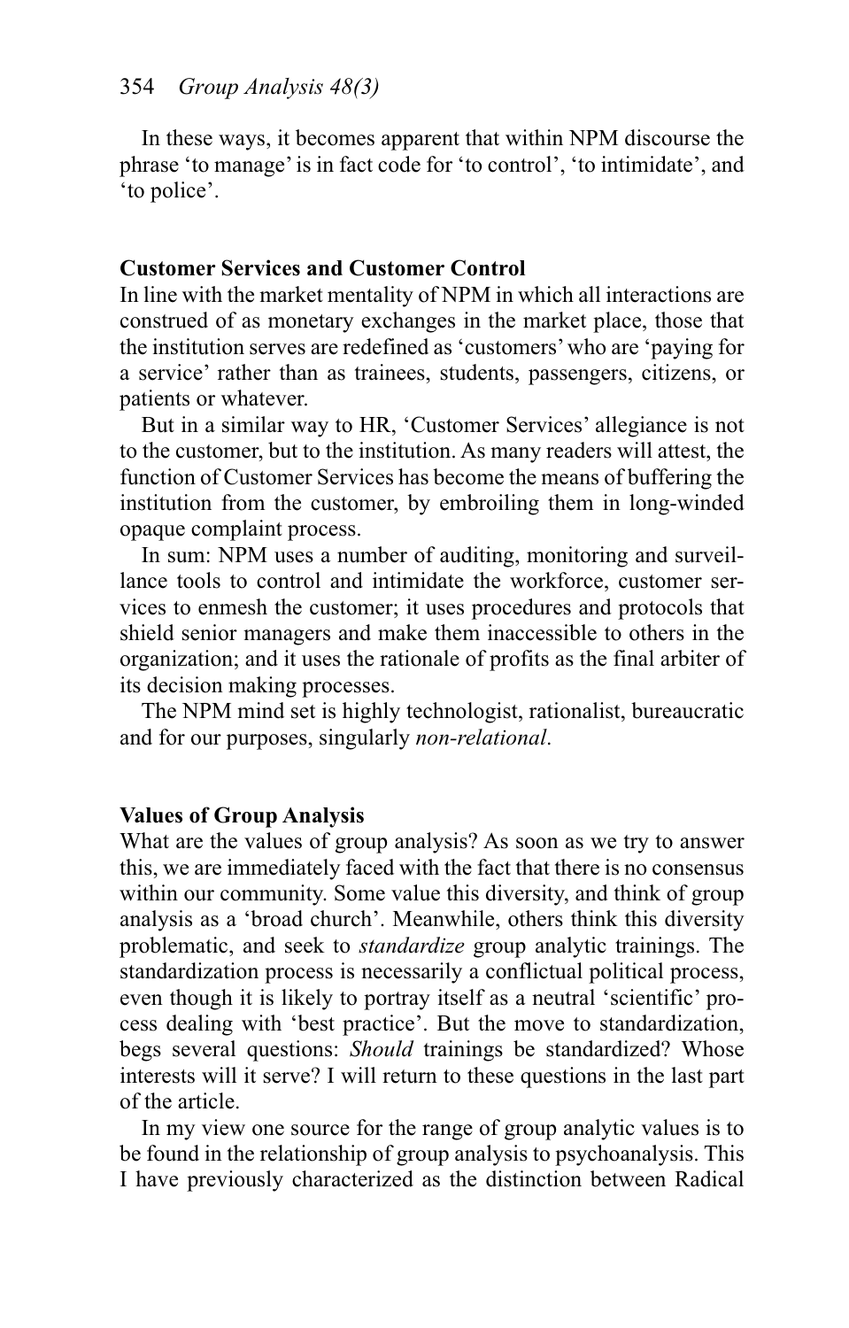In these ways, it becomes apparent that within NPM discourse the phrase 'to manage' is in fact code for 'to control', 'to intimidate', and 'to police'.

### Customer Services and Customer Control

In line with the market mentality of NPM in which all interactions are construed of as monetary exchanges in the market place, those that the institution serves are redefined as 'customers' who are 'paying for a service' rather than as trainees, students, passengers, citizens, or patients or whatever.

But in a similar way to HR, 'Customer Services' allegiance is not to the customer, but to the institution. As many readers will attest, the function of Customer Services has become the means of buffering the institution from the customer, by embroiling them in long-winded opaque complaint process.

In sum: NPM uses a number of auditing, monitoring and surveillance tools to control and intimidate the workforce, customer services to enmesh the customer; it uses procedures and protocols that shield senior managers and make them inaccessible to others in the organization; and it uses the rationale of profits as the final arbiter of its decision making processes.

The NPM mind set is highly technologist, rationalist, bureaucratic and for our purposes, singularly *non-relational*.

### Values of Group Analysis

What are the values of group analysis? As soon as we try to answer this, we are immediately faced with the fact that there is no consensus within our community. Some value this diversity, and think of group analysis as a 'broad church'. Meanwhile, others think this diversity problematic, and seek to *standardize* group analytic trainings. The standardization process is necessarily a conflictual political process, even though it is likely to portray itself as a neutral 'scientific' process dealing with 'best practice'. But the move to standardization, begs several questions: *Should* trainings be standardized? Whose interests will it serve? I will return to these questions in the last part of the article.

In my view one source for the range of group analytic values is to be found in the relationship of group analysis to psychoanalysis. This I have previously characterized as the distinction between Radical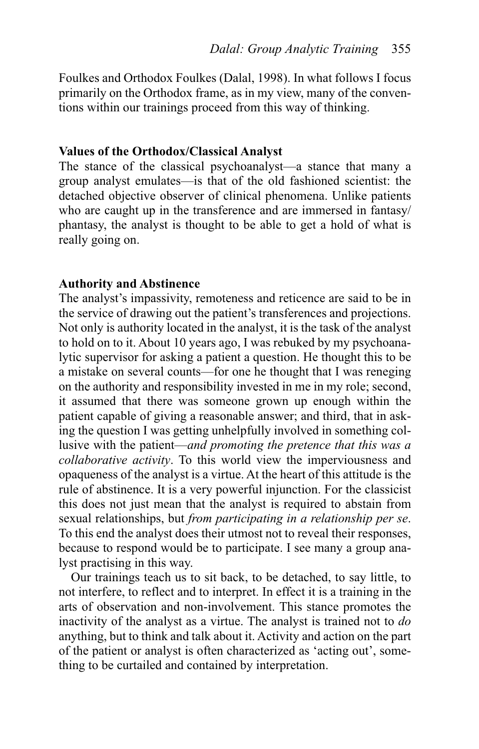Foulkes and Orthodox Foulkes (Dalal, 1998). In what follows I focus primarily on the Orthodox frame, as in my view, many of the conventions within our trainings proceed from this way of thinking.

### Values of the Orthodox/Classical Analyst

The stance of the classical psychoanalyst—a stance that many a group analyst emulates—is that of the old fashioned scientist: the detached objective observer of clinical phenomena. Unlike patients who are caught up in the transference and are immersed in fantasy/phantasy, the analyst is thought to be able to get a hold of what is really going on.

### Authority and Abstinence

The analyst's impassivity, remoteness and reticence are said to be in the service of drawing out the patient's transferences and projections. Not only is authority located in the analyst, it is the task of the analyst to hold on to it. About 10 years ago, I was rebuked by my psychoanalytic supervisor for asking a patient a question. He thought this to be a mistake on several counts—for one he thought that I was reneging on the authority and responsibility invested in me in my role; second, it assumed that there was someone grown up enough within the patient capable of giving a reasonable answer; and third, that in asking the question I was getting unhelpfully involved in something collusive with the patient—*and promoting the pretence that this was a collaborative activity*. To this world view the imperviousness and opaqueness of the analyst is a virtue. At the heart of this attitude is the rule of abstinence. It is a very powerful injunction. For the classicist this does not just mean that the analyst is required to abstain from sexual relationships, but *from participating in a relationship per se*. To this end the analyst does their utmost not to reveal their responses, because to respond would be to participate. I see many a group analyst practising in this way.

Our trainings teach us to sit back, to be detached, to say little, to not interfere, to reflect and to interpret. In effect it is a training in the arts of observation and non-involvement. This stance promotes the inactivity of the analyst as a virtue. The analyst is trained not to *do* anything, but to think and talk about it. Activity and action on the part of the patient or analyst is often characterized as 'acting out', something to be curtailed and contained by interpretation.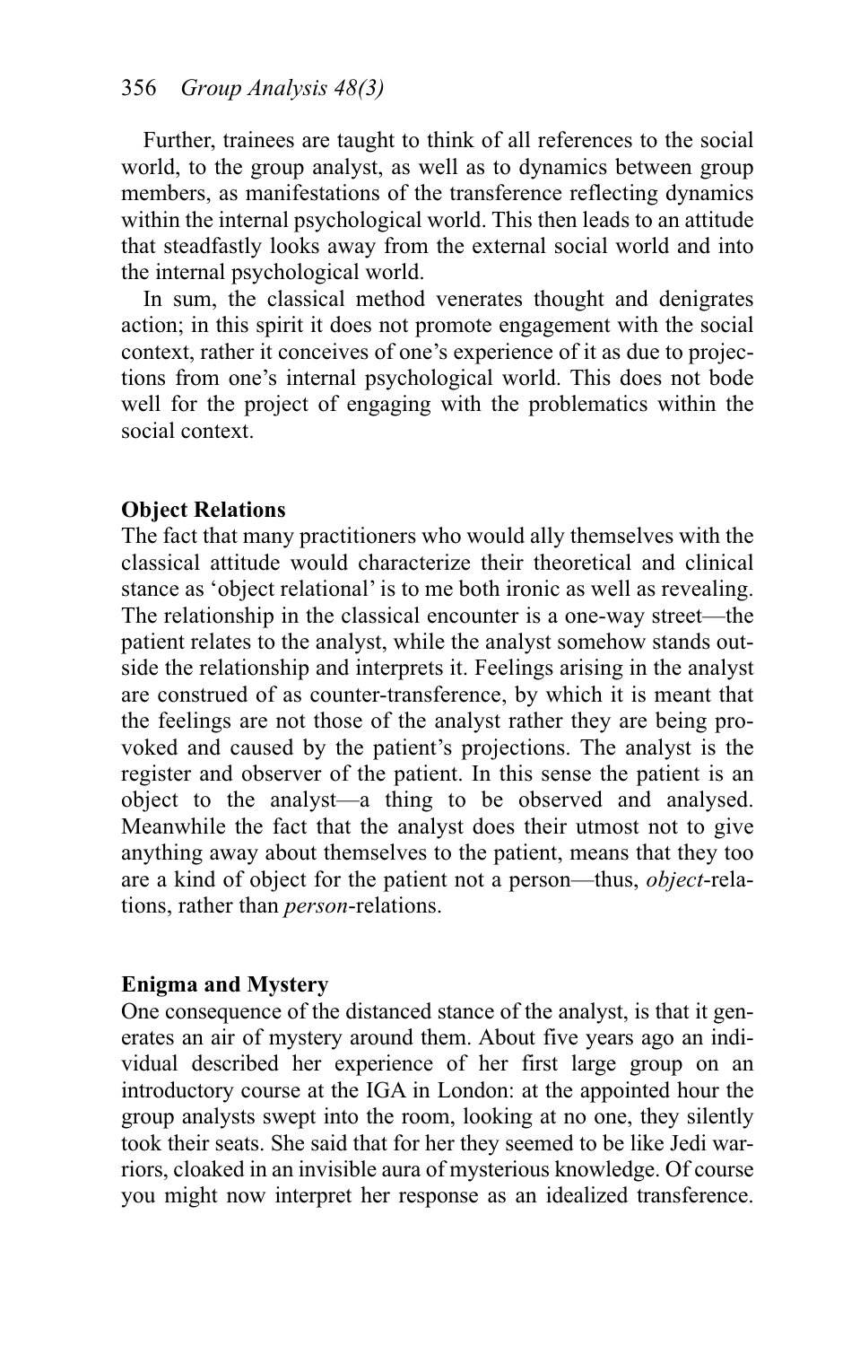Further, trainees are taught to think of all references to the social world, to the group analyst, as well as to dynamics between group members, as manifestations of the transference reflecting dynamics within the internal psychological world. This then leads to an attitude that steadfastly looks away from the external social world and into the internal psychological world.

In sum, the classical method venerates thought and denigrates action; in this spirit it does not promote engagement with the social context, rather it conceives of one's experience of it as due to projections from one's internal psychological world. This does not bode well for the project of engaging with the problematics within the social context.

## Object Relations

The fact that many practitioners who would ally themselves with the classical attitude would characterize their theoretical and clinical stance as 'object relational' is to me both ironic as well as revealing. The relationship in the classical encounter is a one-way street—the patient relates to the analyst, while the analyst somehow stands outside the relationship and interprets it. Feelings arising in the analyst are construed of as counter-transference, by which it is meant that the feelings are not those of the analyst rather they are being provoked and caused by the patient's projections. The analyst is the register and observer of the patient. In this sense the patient is an object to the analyst—a thing to be observed and analysed. Meanwhile the fact that the analyst does their utmost not to give anything away about themselves to the patient, means that they too are a kind of object for the patient not a person—thus, *object*-relations, rather than *person*-relations.

## Enigma and Mystery

One consequence of the distanced stance of the analyst, is that it generates an air of mystery around them. About five years ago an individual described her experience of her first large group on an introductory course at the IGA in London: at the appointed hour the group analysts swept into the room, looking at no one, they silently took their seats. She said that for her they seemed to be like Jedi warriors, cloaked in an invisible aura of mysterious knowledge. Of course you might now interpret her response as an idealized transference.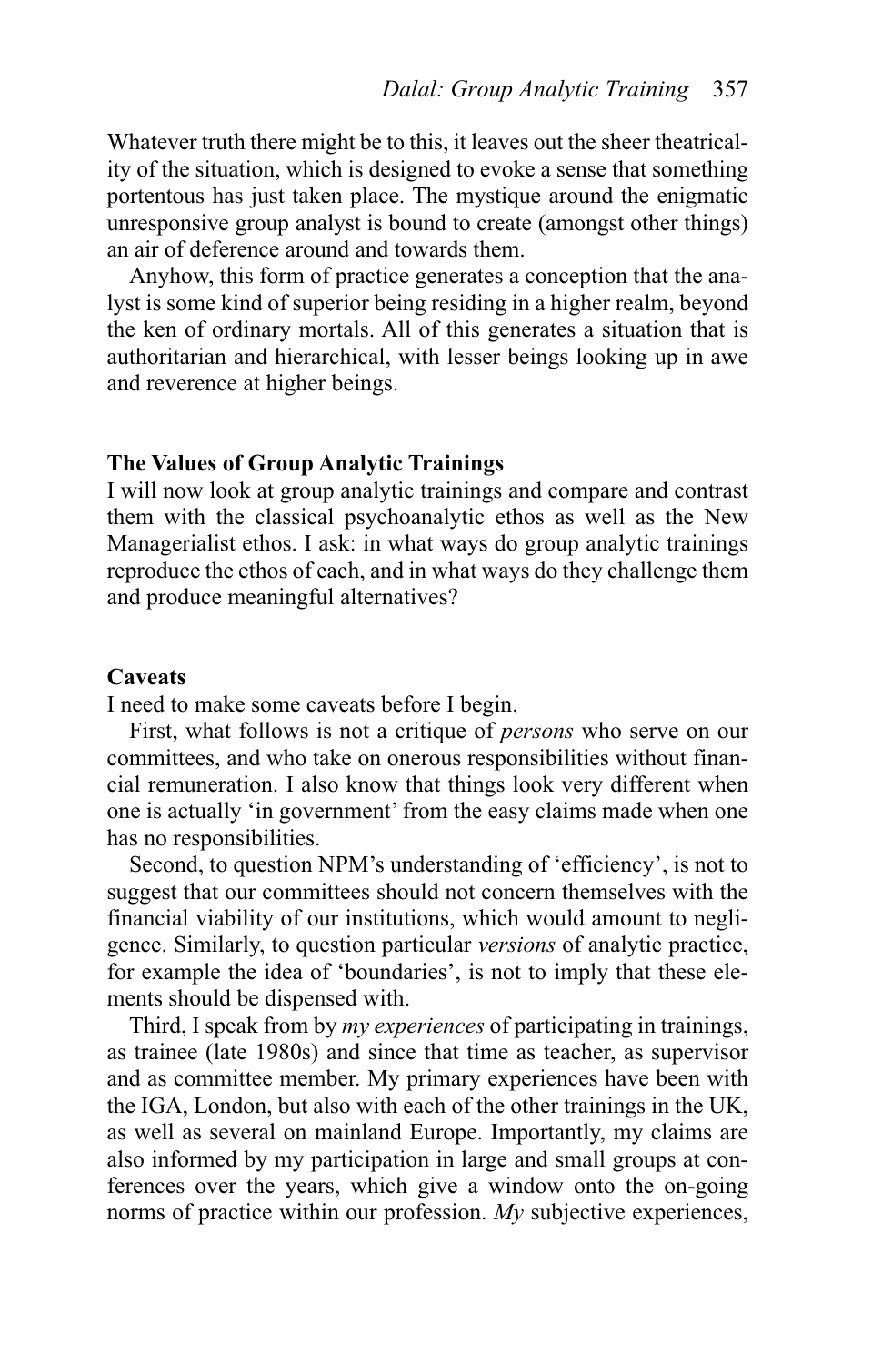Whatever truth there might be to this, it leaves out the sheer theatricality of the situation, which is designed to evoke a sense that something portentous has just taken place. The mystique around the enigmatic unresponsive group analyst is bound to create (amongst other things) an air of deference around and towards them.

Anyhow, this form of practice generates a conception that the analyst is some kind of superior being residing in a higher realm, beyond the ken of ordinary mortals. All of this generates a situation that is authoritarian and hierarchical, with lesser beings looking up in awe and reverence at higher beings.

## The Values of Group Analytic Trainings

I will now look at group analytic trainings and compare and contrast them with the classical psychoanalytic ethos as well as the New Managerialist ethos. I ask: in what ways do group analytic trainings reproduce the ethos of each, and in what ways do they challenge them and produce meaningful alternatives?

## Caveats

I need to make some caveats before I begin.

First, what follows is not a critique of *persons* who serve on our committees, and who take on onerous responsibilities without financial remuneration. I also know that things look very different when one is actually 'in government' from the easy claims made when one has no responsibilities.

Second, to question NPM's understanding of 'efficiency', is not to suggest that our committees should not concern themselves with the financial viability of our institutions, which would amount to negligence. Similarly, to question particular *versions* of analytic practice, for example the idea of 'boundaries', is not to imply that these elements should be dispensed with.

Third, I speak from by *my experiences* of participating in trainings, as trainee (late 1980s) and since that time as teacher, as supervisor and as committee member. My primary experiences have been with the IGA, London, but also with each of the other trainings in the UK, as well as several on mainland Europe. Importantly, my claims are also informed by my participation in large and small groups at conferences over the years, which give a window onto the on-going norms of practice within our profession. *My* subjective experiences,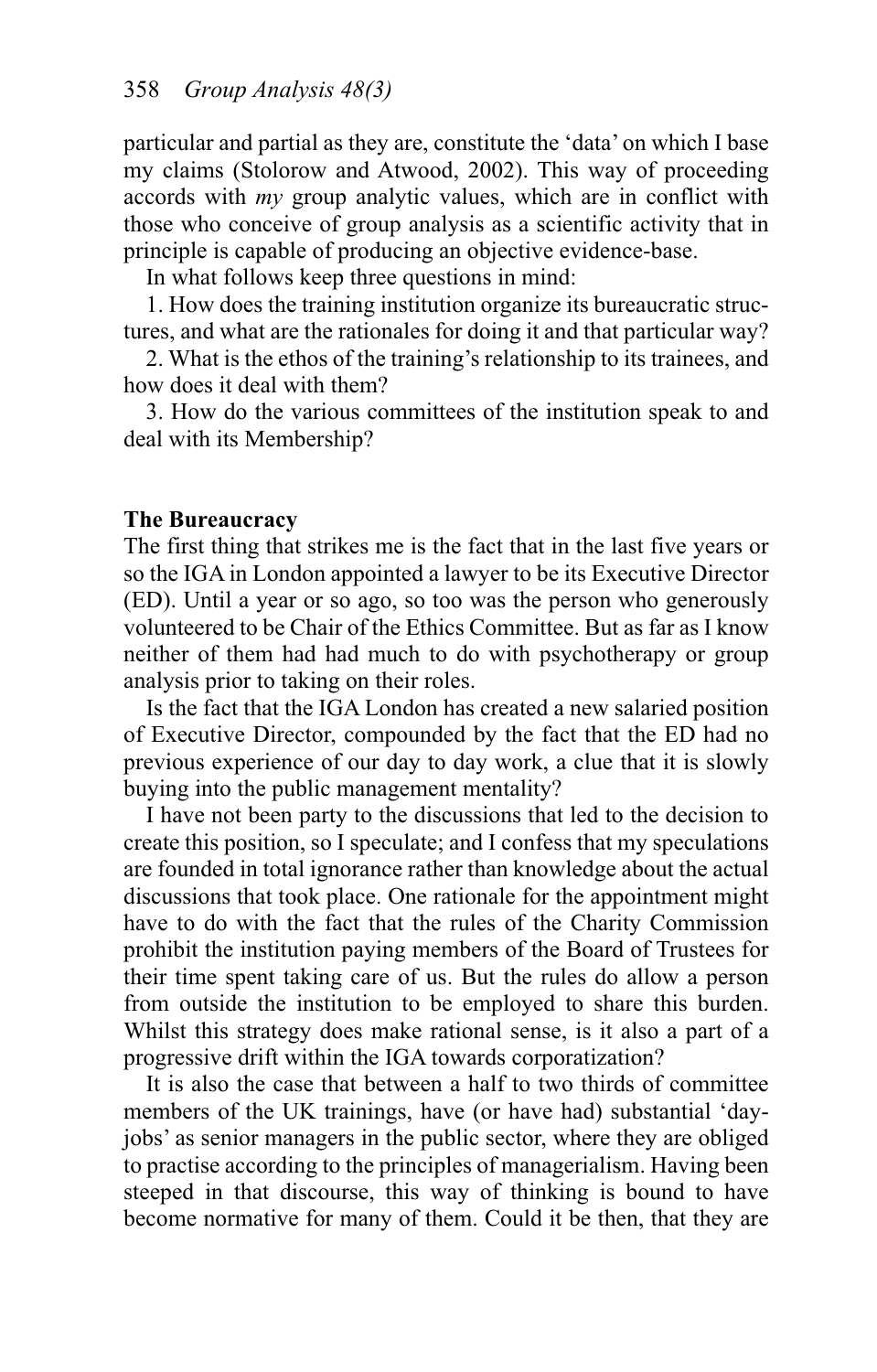particular and partial as they are, constitute the 'data' on which I base my claims (Stolorow and Atwood, 2002). This way of proceeding accords with *my* group analytic values, which are in conflict with those who conceive of group analysis as a scientific activity that in principle is capable of producing an objective evidence-base.

In what follows keep three questions in mind:

1. How does the training institution organize its bureaucratic structures, and what are the rationales for doing it and that particular way?

2. What is the ethos of the training's relationship to its trainees, and how does it deal with them?

3. How do the various committees of the institution speak to and deal with its Membership?

**The Bureaucracy**

The first thing that strikes me is the fact that in the last five years or so the IGA in London appointed a lawyer to be its Executive Director (ED). Until a year or so ago, so too was the person who generously volunteered to be Chair of the Ethics Committee. But as far as I know neither of them had had much to do with psychotherapy or group analysis prior to taking on their roles.

Is the fact that the IGA London has created a new salaried position of Executive Director, compounded by the fact that the ED had no previous experience of our day to day work, a clue that it is slowly buying into the public management mentality?

I have not been party to the discussions that led to the decision to create this position, so I speculate; and I confess that my speculations are founded in total ignorance rather than knowledge about the actual discussions that took place. One rationale for the appointment might have to do with the fact that the rules of the Charity Commission prohibit the institution paying members of the Board of Trustees for their time spent taking care of us. But the rules do allow a person from outside the institution to be employed to share this burden. Whilst this strategy does make rational sense, is it also a part of a progressive drift within the IGA towards corporatization?

It is also the case that between a half to two thirds of committee members of the UK trainings, have (or have had) substantial 'day-jobs' as senior managers in the public sector, where they are obliged to practise according to the principles of managerialism. Having been steeped in that discourse, this way of thinking is bound to have become normative for many of them. Could it be then, that they are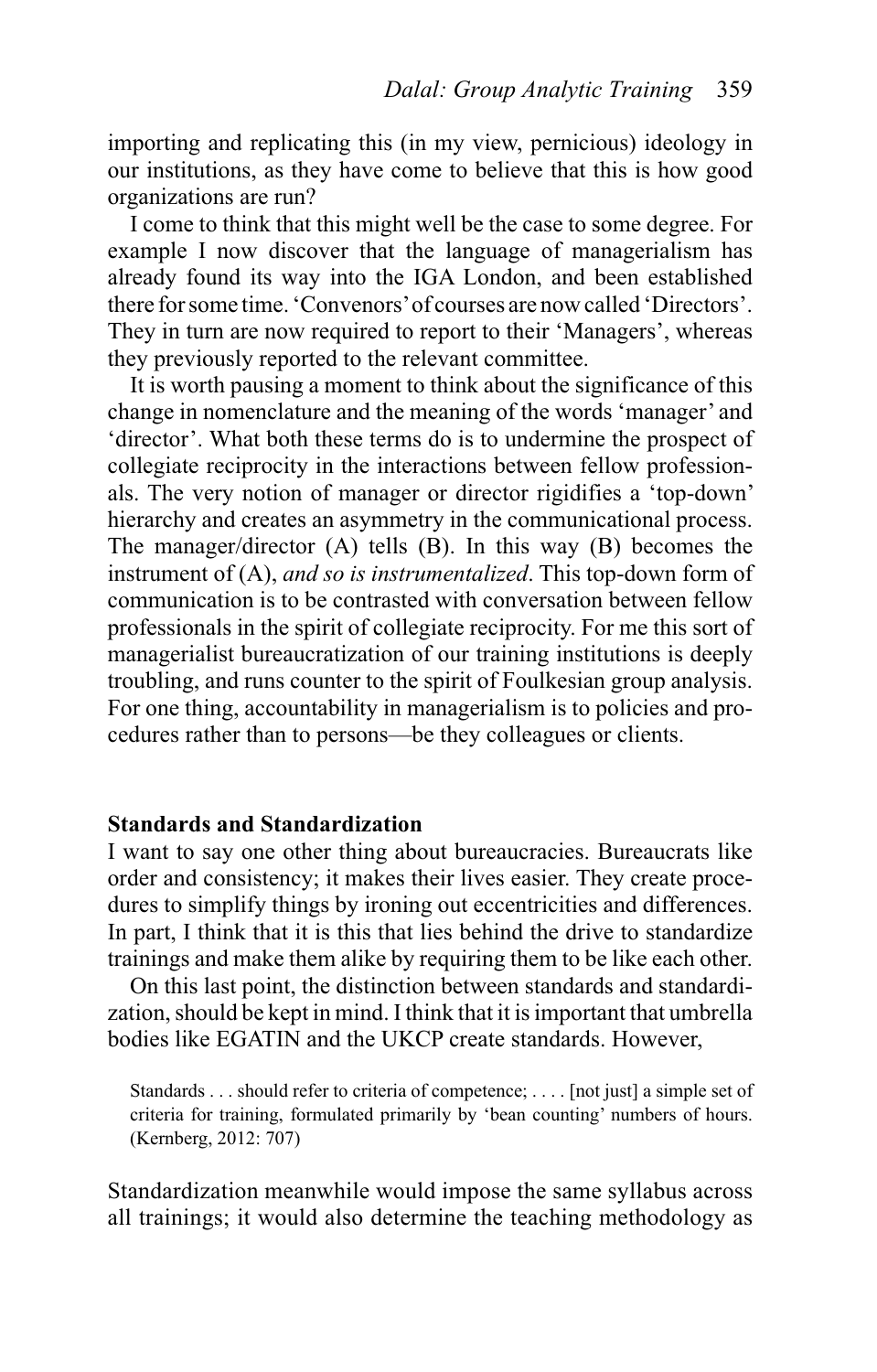importing and replicating this (in my view, pernicious) ideology in our institutions, as they have come to believe that this is how good organizations are run?

I come to think that this might well be the case to some degree. For example I now discover that the language of managerialism has already found its way into the IGA London, and been established there for some time. 'Convenors' of courses are now called 'Directors'. They in turn are now required to report to their 'Managers', whereas they previously reported to the relevant committee.

It is worth pausing a moment to think about the significance of this change in nomenclature and the meaning of the words 'manager' and 'director'. What both these terms do is to undermine the prospect of collegiate reciprocity in the interactions between fellow professionals. The very notion of manager or director rigidifies a 'top-down' hierarchy and creates an asymmetry in the communicational process. The manager/director (A) tells (B). In this way (B) becomes the instrument of (A), *and so is instrumentalized*. This top-down form of communication is to be contrasted with conversation between fellow professionals in the spirit of collegiate reciprocity. For me this sort of managerialist bureaucratization of our training institutions is deeply troubling, and runs counter to the spirit of Foulkesian group analysis. For one thing, accountability in managerialism is to policies and procedures rather than to persons—be they colleagues or clients.

**Standards and Standardization**

I want to say one other thing about bureaucracies. Bureaucrats like order and consistency; it makes their lives easier. They create procedures to simplify things by ironing out eccentricities and differences. In part, I think that it is this that lies behind the drive to standardize trainings and make them alike by requiring them to be like each other.

On this last point, the distinction between standards and standardization, should be kept in mind. I think that it is important that umbrella bodies like EGATIN and the UKCP create standards. However,

> Standards . . . should refer to criteria of competence; . . . . [not just] a simple set of criteria for training, formulated primarily by 'bean counting' numbers of hours. (Kernberg, 2012: 707)

Standardization meanwhile would impose the same syllabus across all trainings; it would also determine the teaching methodology as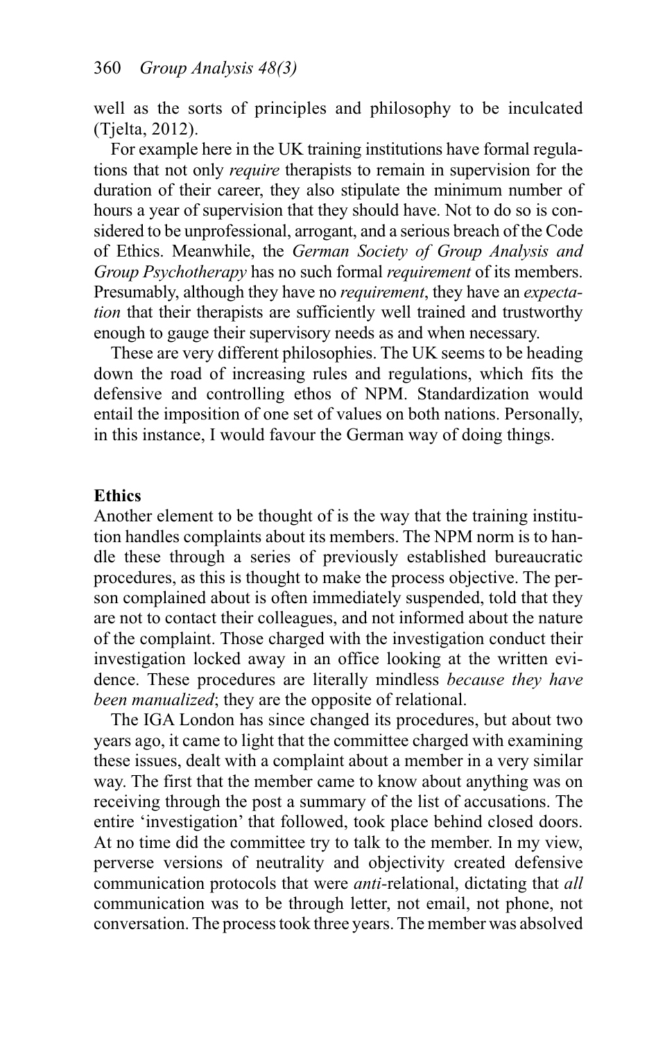well as the sorts of principles and philosophy to be inculcated (Tjelta, 2012).

For example here in the UK training institutions have formal regulations that not only *require* therapists to remain in supervision for the duration of their career, they also stipulate the minimum number of hours a year of supervision that they should have. Not to do so is considered to be unprofessional, arrogant, and a serious breach of the Code of Ethics. Meanwhile, the *German Society of Group Analysis and Group Psychotherapy* has no such formal *requirement* of its members. Presumably, although they have no *requirement*, they have an *expectation* that their therapists are sufficiently well trained and trustworthy enough to gauge their supervisory needs as and when necessary.

These are very different philosophies. The UK seems to be heading down the road of increasing rules and regulations, which fits the defensive and controlling ethos of NPM. Standardization would entail the imposition of one set of values on both nations. Personally, in this instance, I would favour the German way of doing things.

## Ethics

Another element to be thought of is the way that the training institution handles complaints about its members. The NPM norm is to handle these through a series of previously established bureaucratic procedures, as this is thought to make the process objective. The person complained about is often immediately suspended, told that they are not to contact their colleagues, and not informed about the nature of the complaint. Those charged with the investigation conduct their investigation locked away in an office looking at the written evidence. These procedures are literally mindless *because they have been manualized*; they are the opposite of relational.

The IGA London has since changed its procedures, but about two years ago, it came to light that the committee charged with examining these issues, dealt with a complaint about a member in a very similar way. The first that the member came to know about anything was on receiving through the post a summary of the list of accusations. The entire 'investigation' that followed, took place behind closed doors. At no time did the committee try to talk to the member. In my view, perverse versions of neutrality and objectivity created defensive communication protocols that were *anti*-relational, dictating that *all* communication was to be through letter, not email, not phone, not conversation. The process took three years. The member was absolved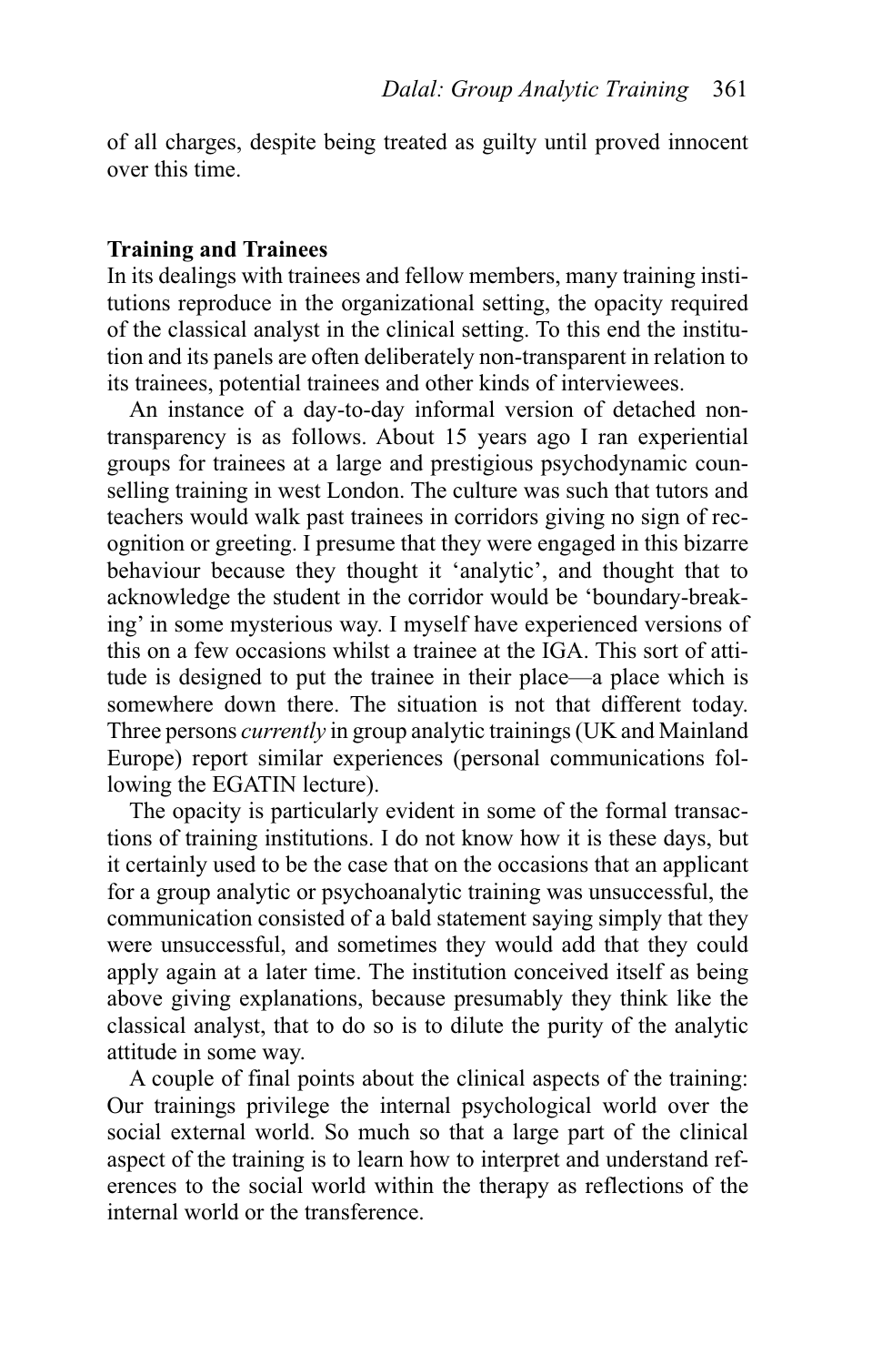of all charges, despite being treated as guilty until proved innocent over this time.

### Training and Trainees

In its dealings with trainees and fellow members, many training institutions reproduce in the organizational setting, the opacity required of the classical analyst in the clinical setting. To this end the institution and its panels are often deliberately non-transparent in relation to its trainees, potential trainees and other kinds of interviewees.

An instance of a day-to-day informal version of detached non-transparency is as follows. About 15 years ago I ran experiential groups for trainees at a large and prestigious psychodynamic counselling training in west London. The culture was such that tutors and teachers would walk past trainees in corridors giving no sign of recognition or greeting. I presume that they were engaged in this bizarre behaviour because they thought it 'analytic', and thought that to acknowledge the student in the corridor would be 'boundary-breaking' in some mysterious way. I myself have experienced versions of this on a few occasions whilst a trainee at the IGA. This sort of attitude is designed to put the trainee in their place—a place which is somewhere down there. The situation is not that different today. Three persons *currently* in group analytic trainings (UK and Mainland Europe) report similar experiences (personal communications following the EGATIN lecture).

The opacity is particularly evident in some of the formal transactions of training institutions. I do not know how it is these days, but it certainly used to be the case that on the occasions that an applicant for a group analytic or psychoanalytic training was unsuccessful, the communication consisted of a bald statement saying simply that they were unsuccessful, and sometimes they would add that they could apply again at a later time. The institution conceived itself as being above giving explanations, because presumably they think like the classical analyst, that to do so is to dilute the purity of the analytic attitude in some way.

A couple of final points about the clinical aspects of the training: Our trainings privilege the internal psychological world over the social external world. So much so that a large part of the clinical aspect of the training is to learn how to interpret and understand references to the social world within the therapy as reflections of the internal world or the transference.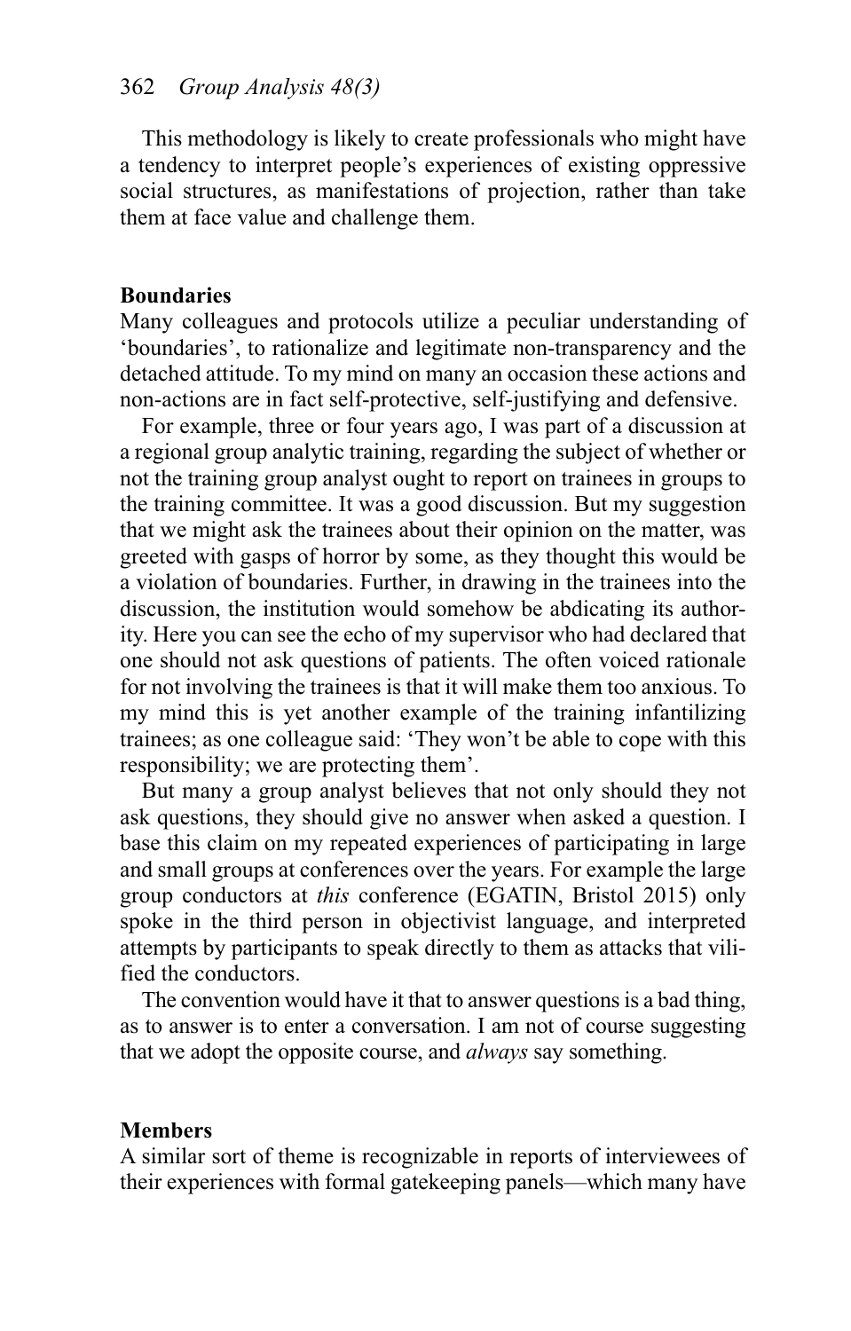This methodology is likely to create professionals who might have a tendency to interpret people's experiences of existing oppressive social structures, as manifestations of projection, rather than take them at face value and challenge them.

### Boundaries

Many colleagues and protocols utilize a peculiar understanding of 'boundaries', to rationalize and legitimate non-transparency and the detached attitude. To my mind on many an occasion these actions and non-actions are in fact self-protective, self-justifying and defensive.

For example, three or four years ago, I was part of a discussion at a regional group analytic training, regarding the subject of whether or not the training group analyst ought to report on trainees in groups to the training committee. It was a good discussion. But my suggestion that we might ask the trainees about their opinion on the matter, was greeted with gasps of horror by some, as they thought this would be a violation of boundaries. Further, in drawing in the trainees into the discussion, the institution would somehow be abdicating its authority. Here you can see the echo of my supervisor who had declared that one should not ask questions of patients. The often voiced rationale for not involving the trainees is that it will make them too anxious. To my mind this is yet another example of the training infantilizing trainees; as one colleague said: 'They won't be able to cope with this responsibility; we are protecting them'.

But many a group analyst believes that not only should they not ask questions, they should give no answer when asked a question. I base this claim on my repeated experiences of participating in large and small groups at conferences over the years. For example the large group conductors at *this* conference (EGATIN, Bristol 2015) only spoke in the third person in objectivist language, and interpreted attempts by participants to speak directly to them as attacks that vilified the conductors.

The convention would have it that to answer questions is a bad thing, as to answer is to enter a conversation. I am not of course suggesting that we adopt the opposite course, and *always* say something.

### Members

A similar sort of theme is recognizable in reports of interviewees of their experiences with formal gatekeeping panels—which many have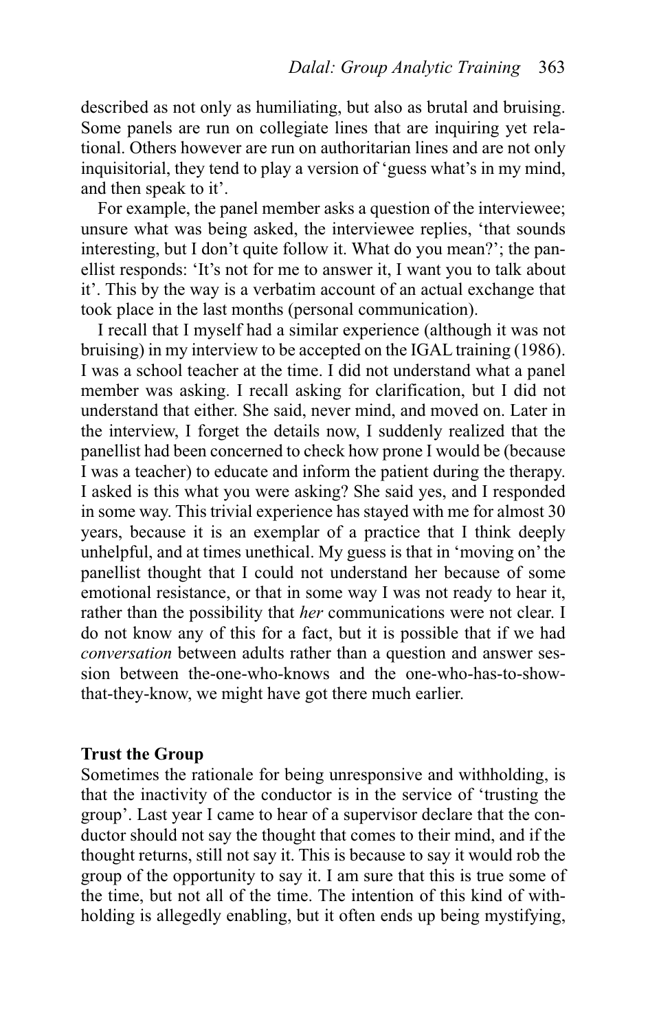described as not only as humiliating, but also as brutal and bruising. Some panels are run on collegiate lines that are inquiring yet relational. Others however are run on authoritarian lines and are not only inquisitorial, they tend to play a version of 'guess what's in my mind, and then speak to it'.

For example, the panel member asks a question of the interviewee; unsure what was being asked, the interviewee replies, 'that sounds interesting, but I don't quite follow it. What do you mean?'; the panellist responds: 'It's not for me to answer it, I want you to talk about it'. This by the way is a verbatim account of an actual exchange that took place in the last months (personal communication).

I recall that I myself had a similar experience (although it was not bruising) in my interview to be accepted on the IGAL training (1986). I was a school teacher at the time. I did not understand what a panel member was asking. I recall asking for clarification, but I did not understand that either. She said, never mind, and moved on. Later in the interview, I forget the details now, I suddenly realized that the panellist had been concerned to check how prone I would be (because I was a teacher) to educate and inform the patient during the therapy. I asked is this what you were asking? She said yes, and I responded in some way. This trivial experience has stayed with me for almost 30 years, because it is an exemplar of a practice that I think deeply unhelpful, and at times unethical. My guess is that in 'moving on' the panellist thought that I could not understand her because of some emotional resistance, or that in some way I was not ready to hear it, rather than the possibility that *her* communications were not clear. I do not know any of this for a fact, but it is possible that if we had *conversation* between adults rather than a question and answer session between the-one-who-knows and the one-who-has-to-show-that-they-know, we might have got there much earlier.

**Trust the Group**

Sometimes the rationale for being unresponsive and withholding, is that the inactivity of the conductor is in the service of 'trusting the group'. Last year I came to hear of a supervisor declare that the conductor should not say the thought that comes to their mind, and if the thought returns, still not say it. This is because to say it would rob the group of the opportunity to say it. I am sure that this is true some of the time, but not all of the time. The intention of this kind of withholding is allegedly enabling, but it often ends up being mystifying,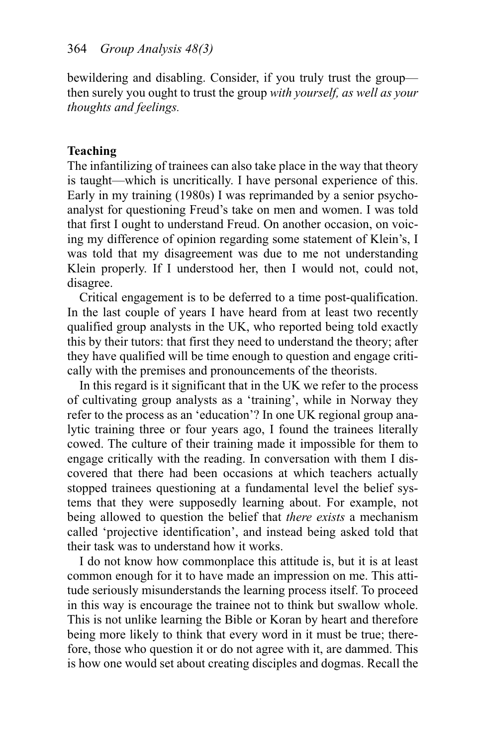bewildering and disabling. Consider, if you truly trust the group—then surely you ought to trust the group *with yourself, as well as your thoughts and feelings.*

**Teaching**

The infantilizing of trainees can also take place in the way that theory is taught—which is uncritically. I have personal experience of this. Early in my training (1980s) I was reprimanded by a senior psychoanalyst for questioning Freud's take on men and women. I was told that first I ought to understand Freud. On another occasion, on voicing my difference of opinion regarding some statement of Klein's, I was told that my disagreement was due to me not understanding Klein properly. If I understood her, then I would not, could not, disagree.

Critical engagement is to be deferred to a time post-qualification. In the last couple of years I have heard from at least two recently qualified group analysts in the UK, who reported being told exactly this by their tutors: that first they need to understand the theory; after they have qualified will be time enough to question and engage critically with the premises and pronouncements of the theorists.

In this regard is it significant that in the UK we refer to the process of cultivating group analysts as a 'training', while in Norway they refer to the process as an 'education'? In one UK regional group analytic training three or four years ago, I found the trainees literally cowed. The culture of their training made it impossible for them to engage critically with the reading. In conversation with them I discovered that there had been occasions at which teachers actually stopped trainees questioning at a fundamental level the belief systems that they were supposedly learning about. For example, not being allowed to question the belief that *there exists* a mechanism called 'projective identification', and instead being asked told that their task was to understand how it works.

I do not know how commonplace this attitude is, but it is at least common enough for it to have made an impression on me. This attitude seriously misunderstands the learning process itself. To proceed in this way is encourage the trainee not to think but swallow whole. This is not unlike learning the Bible or Koran by heart and therefore being more likely to think that every word in it must be true; therefore, those who question it or do not agree with it, are dammed. This is how one would set about creating disciples and dogmas. Recall the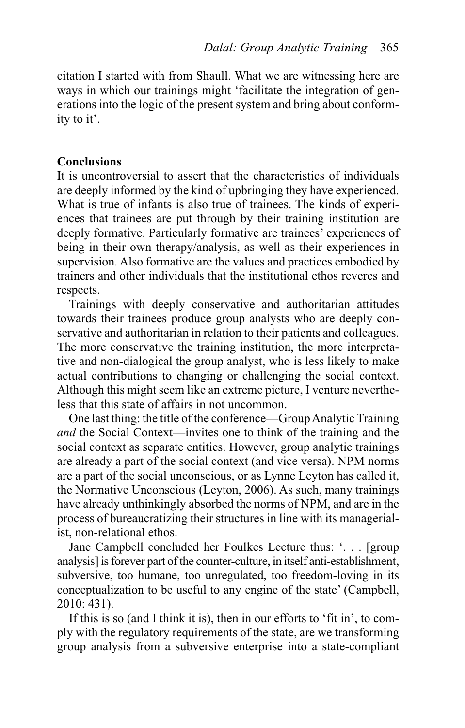citation I started with from Shaull. What we are witnessing here are ways in which our trainings might 'facilitate the integration of generations into the logic of the present system and bring about conformity to it'.

**Conclusions**

It is uncontroversial to assert that the characteristics of individuals are deeply informed by the kind of upbringing they have experienced. What is true of infants is also true of trainees. The kinds of experiences that trainees are put through by their training institution are deeply formative. Particularly formative are trainees' experiences of being in their own therapy/analysis, as well as their experiences in supervision. Also formative are the values and practices embodied by trainers and other individuals that the institutional ethos reveres and respects.

Trainings with deeply conservative and authoritarian attitudes towards their trainees produce group analysts who are deeply conservative and authoritarian in relation to their patients and colleagues. The more conservative the training institution, the more interpretative and non-dialogical the group analyst, who is less likely to make actual contributions to changing or challenging the social context. Although this might seem like an extreme picture, I venture nevertheless that this state of affairs in not uncommon.

One last thing: the title of the conference—Group Analytic Training *and* the Social Context—invites one to think of the training and the social context as separate entities. However, group analytic trainings are already a part of the social context (and vice versa). NPM norms are a part of the social unconscious, or as Lynne Leyton has called it, the Normative Unconscious (Leyton, 2006). As such, many trainings have already unthinkingly absorbed the norms of NPM, and are in the process of bureaucratizing their structures in line with its managerialist, non-relational ethos.

Jane Campbell concluded her Foulkes Lecture thus: '. . . [group analysis] is forever part of the counter-culture, in itself anti-establishment, subversive, too humane, too unregulated, too freedom-loving in its conceptualization to be useful to any engine of the state' (Campbell, 2010: 431).

If this is so (and I think it is), then in our efforts to 'fit in', to comply with the regulatory requirements of the state, are we transforming group analysis from a subversive enterprise into a state-compliant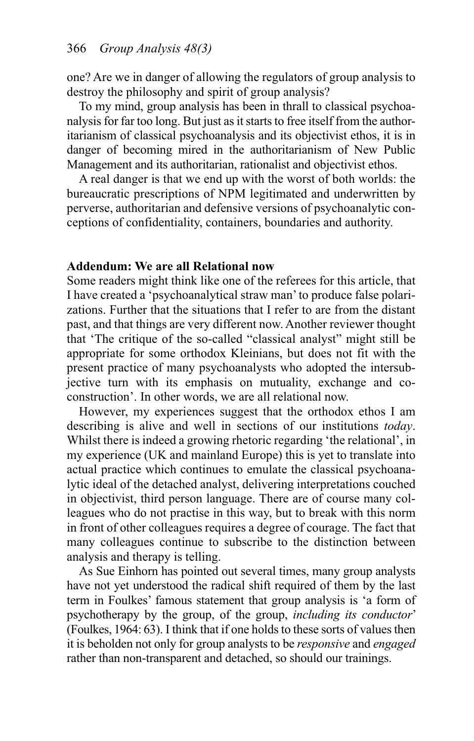one? Are we in danger of allowing the regulators of group analysis to destroy the philosophy and spirit of group analysis?

To my mind, group analysis has been in thrall to classical psychoanalysis for far too long. But just as it starts to free itself from the authoritarianism of classical psychoanalysis and its objectivist ethos, it is in danger of becoming mired in the authoritarianism of New Public Management and its authoritarian, rationalist and objectivist ethos.

A real danger is that we end up with the worst of both worlds: the bureaucratic prescriptions of NPM legitimated and underwritten by perverse, authoritarian and defensive versions of psychoanalytic conceptions of confidentiality, containers, boundaries and authority.

## Addendum: We are all Relational now

Some readers might think like one of the referees for this article, that I have created a 'psychoanalytical straw man' to produce false polarizations. Further that the situations that I refer to are from the distant past, and that things are very different now. Another reviewer thought that 'The critique of the so-called "classical analyst" might still be appropriate for some orthodox Kleinians, but does not fit with the present practice of many psychoanalysts who adopted the intersubjective turn with its emphasis on mutuality, exchange and co-construction'. In other words, we are all relational now.

However, my experiences suggest that the orthodox ethos I am describing is alive and well in sections of our institutions *today*. Whilst there is indeed a growing rhetoric regarding 'the relational', in my experience (UK and mainland Europe) this is yet to translate into actual practice which continues to emulate the classical psychoanalytic ideal of the detached analyst, delivering interpretations couched in objectivist, third person language. There are of course many colleagues who do not practise in this way, but to break with this norm in front of other colleagues requires a degree of courage. The fact that many colleagues continue to subscribe to the distinction between analysis and therapy is telling.

As Sue Einhorn has pointed out several times, many group analysts have not yet understood the radical shift required of them by the last term in Foulkes' famous statement that group analysis is 'a form of psychotherapy by the group, of the group, *including its conductor*' (Foulkes, 1964: 63). I think that if one holds to these sorts of values then it is beholden not only for group analysts to be *responsive* and *engaged* rather than non-transparent and detached, so should our trainings.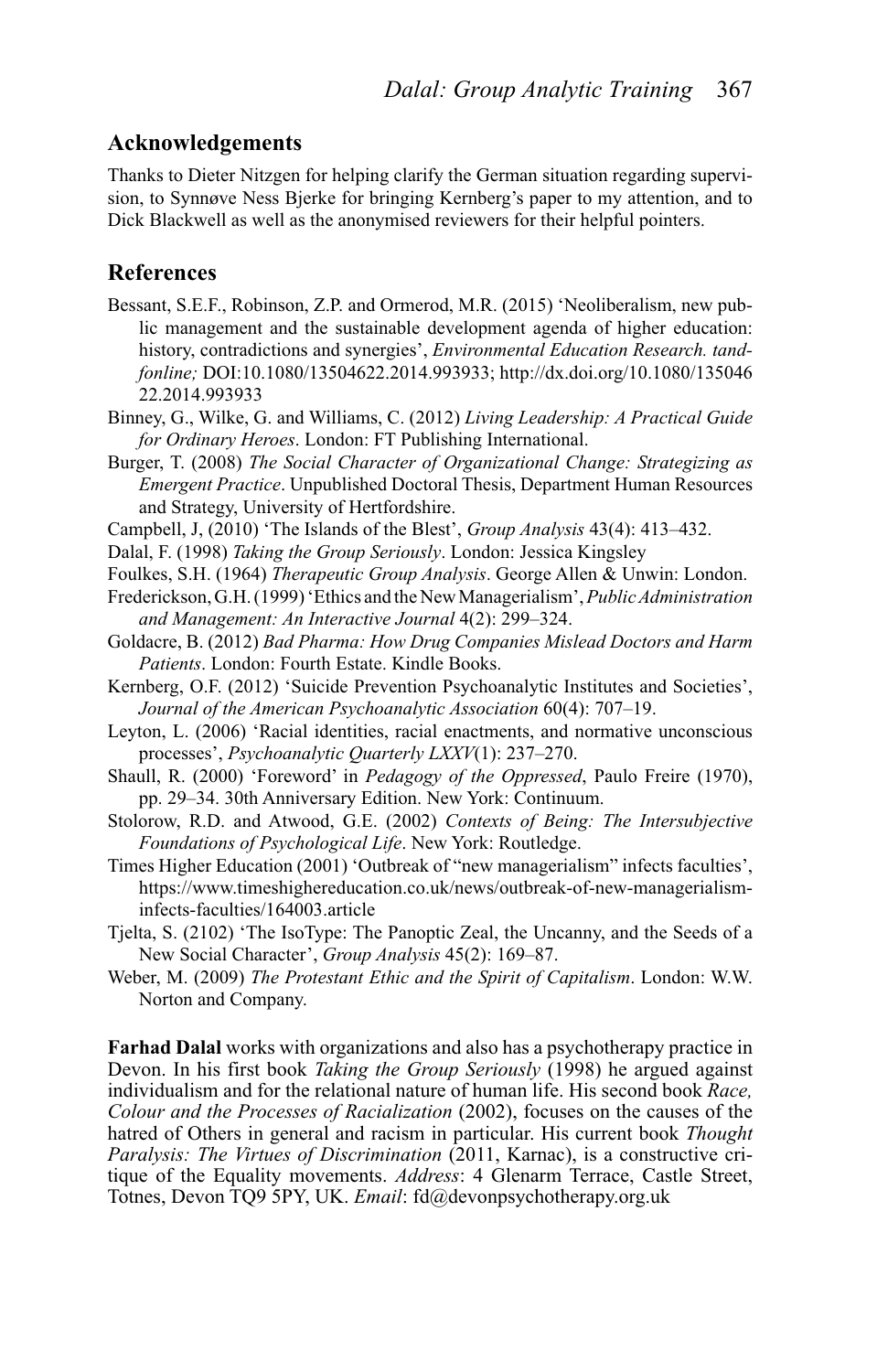## Acknowledgements

Thanks to Dieter Nitzgen for helping clarify the German situation regarding supervision, to Synnøve Ness Bjerke for bringing Kernberg's paper to my attention, and to Dick Blackwell as well as the anonymised reviewers for their helpful pointers.

## References

Bessant, S.E.F., Robinson, Z.P. and Ormerod, M.R. (2015) 'Neoliberalism, new public management and the sustainable development agenda of higher education: history, contradictions and synergies', *Environmental Education Research. tandfonline;* DOI:10.1080/13504622.2014.993933; http://dx.doi.org/10.1080/13504622.2014.993933

Binney, G., Wilke, G. and Williams, C. (2012) *Living Leadership: A Practical Guide for Ordinary Heroes*. London: FT Publishing International.

Burger, T. (2008) *The Social Character of Organizational Change: Strategizing as Emergent Practice*. Unpublished Doctoral Thesis, Department Human Resources and Strategy, University of Hertfordshire.

Campbell, J, (2010) 'The Islands of the Blest', *Group Analysis* 43(4): 413–432.

Dalal, F. (1998) *Taking the Group Seriously*. London: Jessica Kingsley

Foulkes, S.H. (1964) *Therapeutic Group Analysis*. George Allen & Unwin: London.

Frederickson, G.H. (1999) 'Ethics and the New Managerialism', *Public Administration and Management: An Interactive Journal* 4(2): 299–324.

Goldacre, B. (2012) *Bad Pharma: How Drug Companies Mislead Doctors and Harm Patients*. London: Fourth Estate. Kindle Books.

Kernberg, O.F. (2012) 'Suicide Prevention Psychoanalytic Institutes and Societies', *Journal of the American Psychoanalytic Association* 60(4): 707–19.

Leyton, L. (2006) 'Racial identities, racial enactments, and normative unconscious processes', *Psychoanalytic Quarterly LXXV*(1): 237–270.

Shaull, R. (2000) 'Foreword' in *Pedagogy of the Oppressed*, Paulo Freire (1970), pp. 29–34. 30th Anniversary Edition. New York: Continuum.

Stolorow, R.D. and Atwood, G.E. (2002) *Contexts of Being: The Intersubjective Foundations of Psychological Life*. New York: Routledge.

Times Higher Education (2001) 'Outbreak of "new managerialism" infects faculties', https://www.timeshighereducation.co.uk/news/outbreak-of-new-managerialism-infects-faculties/164003.article

Tjelta, S. (2102) 'The IsoType: The Panoptic Zeal, the Uncanny, and the Seeds of a New Social Character', *Group Analysis* 45(2): 169–87.

Weber, M. (2009) *The Protestant Ethic and the Spirit of Capitalism*. London: W.W. Norton and Company.

**Farhad Dalal** works with organizations and also has a psychotherapy practice in Devon. In his first book *Taking the Group Seriously* (1998) he argued against individualism and for the relational nature of human life. His second book *Race, Colour and the Processes of Racialization* (2002), focuses on the causes of the hatred of Others in general and racism in particular. His current book *Thought Paralysis: The Virtues of Discrimination* (2011, Karnac), is a constructive critique of the Equality movements. *Address*: 4 Glenarm Terrace, Castle Street, Totnes, Devon TQ9 5PY, UK. *Email*: fd@devonpsychotherapy.org.uk